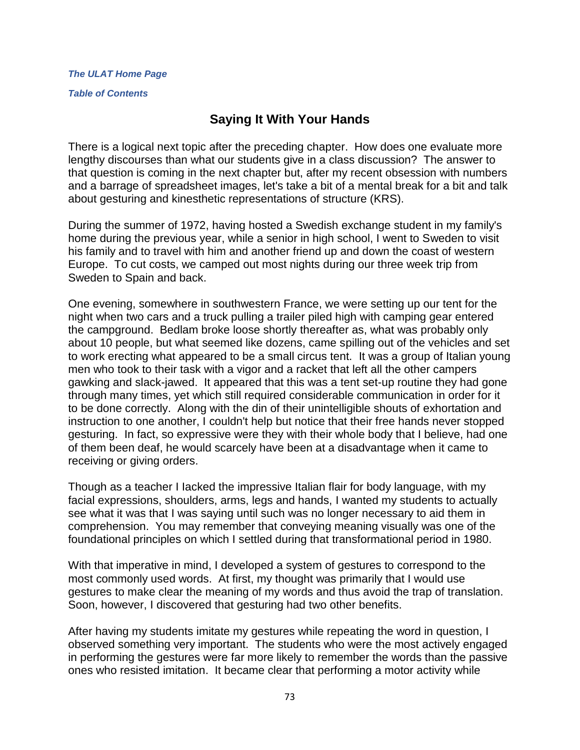***The ULAT Home Page***

***Table of Contents***

# Saying It With Your Hands

There is a logical next topic after the preceding chapter. How does one evaluate more lengthy discourses than what our students give in a class discussion? The answer to that question is coming in the next chapter but, after my recent obsession with numbers and a barrage of spreadsheet images, let's take a bit of a mental break for a bit and talk about gesturing and kinesthetic representations of structure (KRS).

During the summer of 1972, having hosted a Swedish exchange student in my family's home during the previous year, while a senior in high school, I went to Sweden to visit his family and to travel with him and another friend up and down the coast of western Europe. To cut costs, we camped out most nights during our three week trip from Sweden to Spain and back.

One evening, somewhere in southwestern France, we were setting up our tent for the night when two cars and a truck pulling a trailer piled high with camping gear entered the campground. Bedlam broke loose shortly thereafter as, what was probably only about 10 people, but what seemed like dozens, came spilling out of the vehicles and set to work erecting what appeared to be a small circus tent. It was a group of Italian young men who took to their task with a vigor and a racket that left all the other campers gawking and slack-jawed. It appeared that this was a tent set-up routine they had gone through many times, yet which still required considerable communication in order for it to be done correctly. Along with the din of their unintelligible shouts of exhortation and instruction to one another, I couldn't help but notice that their free hands never stopped gesturing. In fact, so expressive were they with their whole body that I believe, had one of them been deaf, he would scarcely have been at a disadvantage when it came to receiving or giving orders.

Though as a teacher I lacked the impressive Italian flair for body language, with my facial expressions, shoulders, arms, legs and hands, I wanted my students to actually see what it was that I was saying until such was no longer necessary to aid them in comprehension. You may remember that conveying meaning visually was one of the foundational principles on which I settled during that transformational period in 1980.

With that imperative in mind, I developed a system of gestures to correspond to the most commonly used words. At first, my thought was primarily that I would use gestures to make clear the meaning of my words and thus avoid the trap of translation. Soon, however, I discovered that gesturing had two other benefits.

After having my students imitate my gestures while repeating the word in question, I observed something very important. The students who were the most actively engaged in performing the gestures were far more likely to remember the words than the passive ones who resisted imitation. It became clear that performing a motor activity while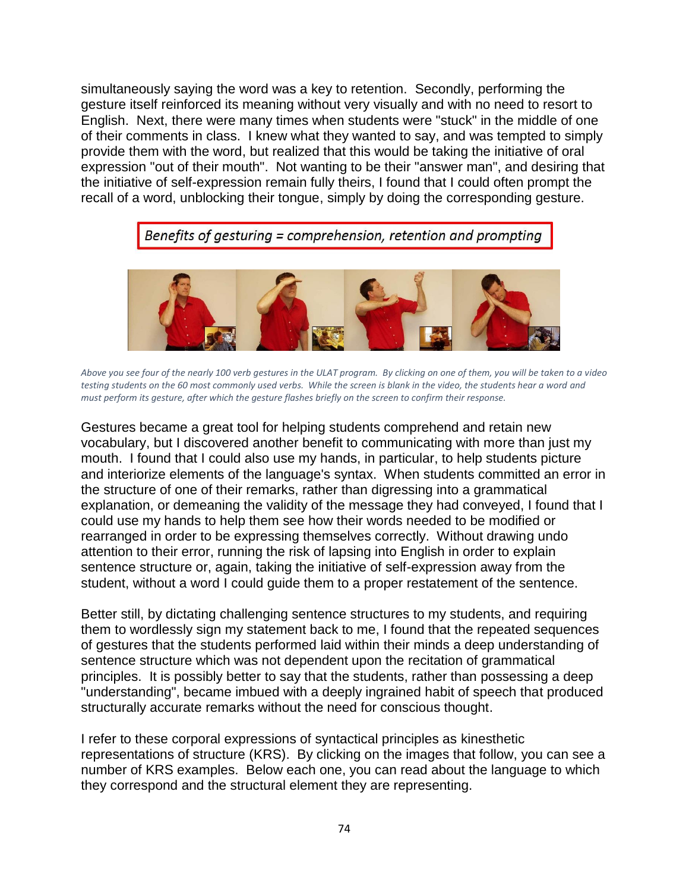simultaneously saying the word was a key to retention. Secondly, performing the gesture itself reinforced its meaning without very visually and with no need to resort to English. Next, there were many times when students were "stuck" in the middle of one of their comments in class. I knew what they wanted to say, and was tempted to simply provide them with the word, but realized that this would be taking the initiative of oral expression "out of their mouth". Not wanting to be their "answer man", and desiring that the initiative of self-expression remain fully theirs, I found that I could often prompt the recall of a word, unblocking their tongue, simply by doing the corresponding gesture.

*Benefits of gesturing = comprehension, retention and prompting*

*Above you see four of the nearly 100 verb gestures in the ULAT program. By clicking on one of them, you will be taken to a video testing students on the 60 most commonly used verbs. While the screen is blank in the video, the students hear a word and must perform its gesture, after which the gesture flashes briefly on the screen to confirm their response.*

Gestures became a great tool for helping students comprehend and retain new vocabulary, but I discovered another benefit to communicating with more than just my mouth. I found that I could also use my hands, in particular, to help students picture and interiorize elements of the language's syntax. When students committed an error in the structure of one of their remarks, rather than digressing into a grammatical explanation, or demeaning the validity of the message they had conveyed, I found that I could use my hands to help them see how their words needed to be modified or rearranged in order to be expressing themselves correctly. Without drawing undo attention to their error, running the risk of lapsing into English in order to explain sentence structure or, again, taking the initiative of self-expression away from the student, without a word I could guide them to a proper restatement of the sentence.

Better still, by dictating challenging sentence structures to my students, and requiring them to wordlessly sign my statement back to me, I found that the repeated sequences of gestures that the students performed laid within their minds a deep understanding of sentence structure which was not dependent upon the recitation of grammatical principles. It is possibly better to say that the students, rather than possessing a deep "understanding", became imbued with a deeply ingrained habit of speech that produced structurally accurate remarks without the need for conscious thought.

I refer to these corporal expressions of syntactical principles as kinesthetic representations of structure (KRS). By clicking on the images that follow, you can see a number of KRS examples. Below each one, you can read about the language to which they correspond and the structural element they are representing.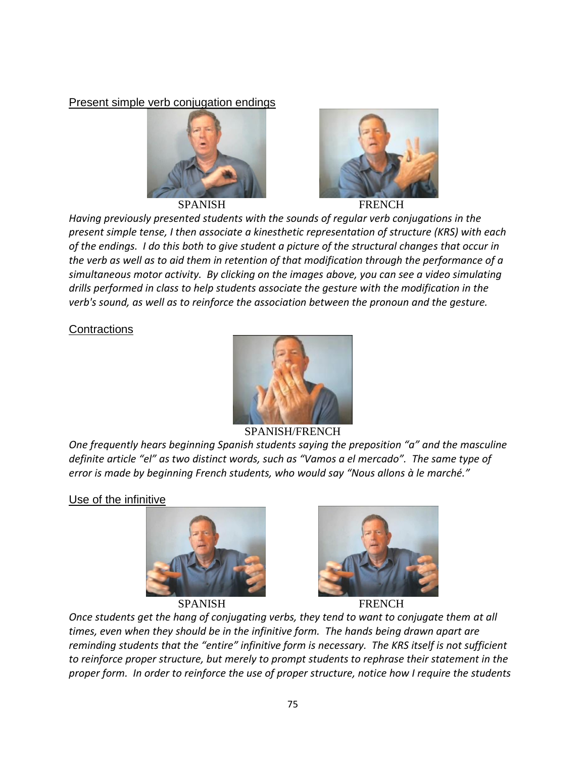Present simple verb conjugation endings

SPANISH FRENCH

*Having previously presented students with the sounds of regular verb conjugations in the present simple tense, I then associate a kinesthetic representation of structure (KRS) with each of the endings. I do this both to give student a picture of the structural changes that occur in the verb as well as to aid them in retention of that modification through the performance of a simultaneous motor activity. By clicking on the images above, you can see a video simulating drills performed in class to help students associate the gesture with the modification in the verb's sound, as well as to reinforce the association between the pronoun and the gesture.*

Contractions

SPANISH/FRENCH

*One frequently hears beginning Spanish students saying the preposition "a" and the masculine definite article "el" as two distinct words, such as "Vamos a el mercado". The same type of error is made by beginning French students, who would say "Nous allons à le marché."*

Use of the infinitive

SPANISH FRENCH

*Once students get the hang of conjugating verbs, they tend to want to conjugate them at all times, even when they should be in the infinitive form. The hands being drawn apart are reminding students that the "entire" infinitive form is necessary. The KRS itself is not sufficient to reinforce proper structure, but merely to prompt students to rephrase their statement in the proper form. In order to reinforce the use of proper structure, notice how I require the students*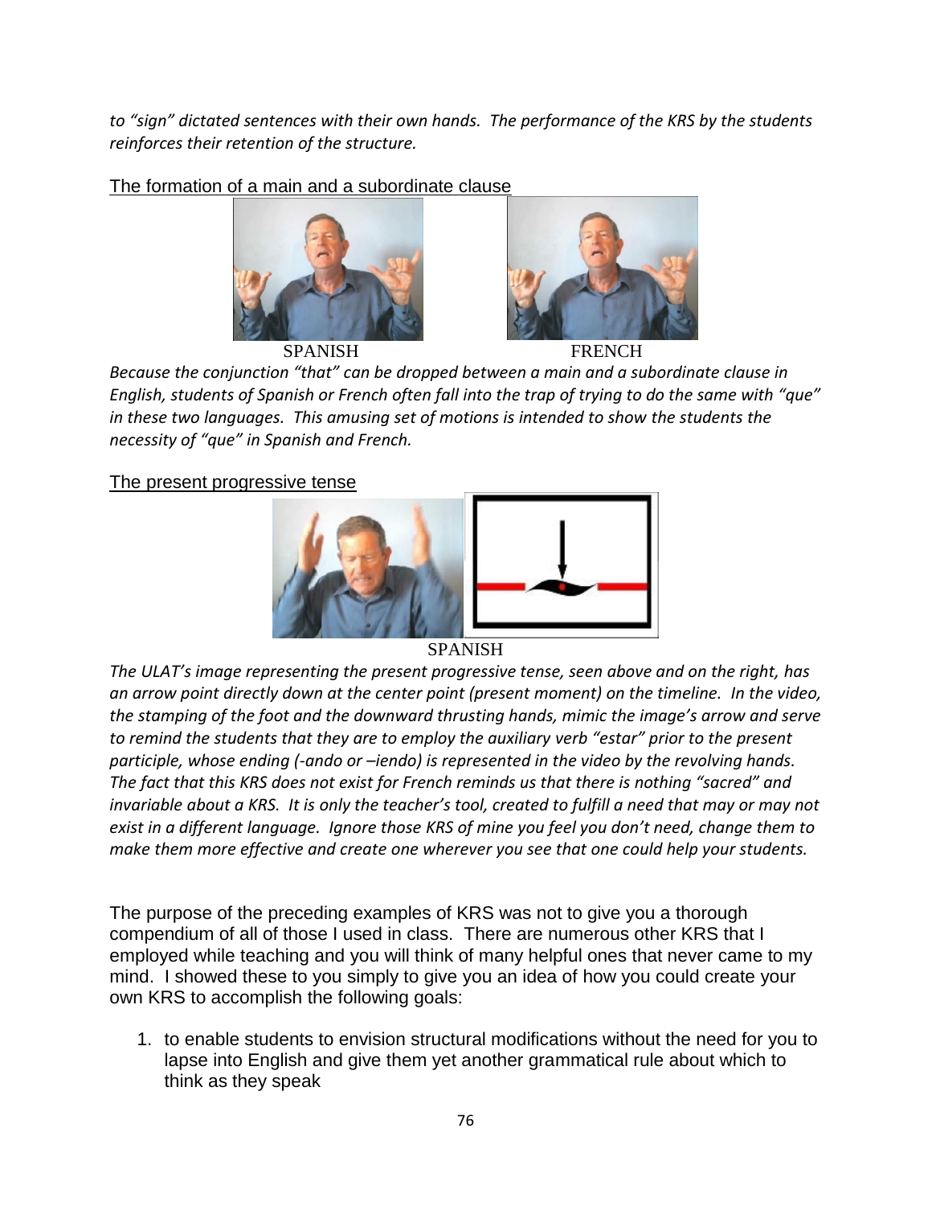*to "sign" dictated sentences with their own hands. The performance of the KRS by the students reinforces their retention of the structure.*

The formation of a main and a subordinate clause

SPANISH FRENCH

*Because the conjunction "that" can be dropped between a main and a subordinate clause in English, students of Spanish or French often fall into the trap of trying to do the same with "que" in these two languages. This amusing set of motions is intended to show the students the necessity of "que" in Spanish and French.*

The present progressive tense

SPANISH

*The ULAT's image representing the present progressive tense, seen above and on the right, has an arrow point directly down at the center point (present moment) on the timeline. In the video, the stamping of the foot and the downward thrusting hands, mimic the image's arrow and serve to remind the students that they are to employ the auxiliary verb "estar" prior to the present participle, whose ending (-ando or –iendo) is represented in the video by the revolving hands. The fact that this KRS does not exist for French reminds us that there is nothing "sacred" and invariable about a KRS. It is only the teacher's tool, created to fulfill a need that may or may not exist in a different language. Ignore those KRS of mine you feel you don't need, change them to make them more effective and create one wherever you see that one could help your students.*

The purpose of the preceding examples of KRS was not to give you a thorough compendium of all of those I used in class. There are numerous other KRS that I employed while teaching and you will think of many helpful ones that never came to my mind. I showed these to you simply to give you an idea of how you could create your own KRS to accomplish the following goals:

1. to enable students to envision structural modifications without the need for you to lapse into English and give them yet another grammatical rule about which to think as they speak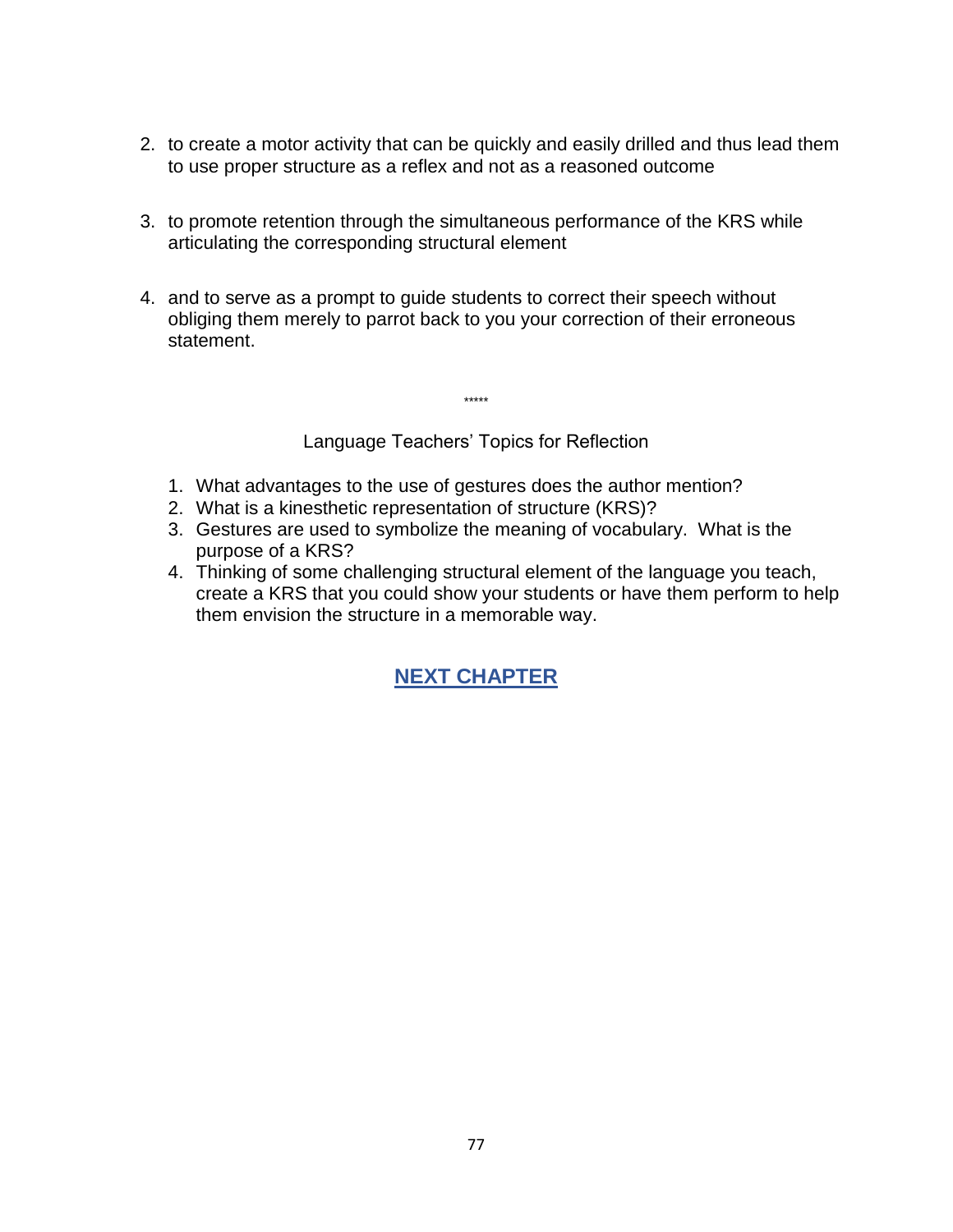2. to create a motor activity that can be quickly and easily drilled and thus lead them to use proper structure as a reflex and not as a reasoned outcome

3. to promote retention through the simultaneous performance of the KRS while articulating the corresponding structural element

4. and to serve as a prompt to guide students to correct their speech without obliging them merely to parrot back to you your correction of their erroneous statement.

*****

Language Teachers' Topics for Reflection

1. What advantages to the use of gestures does the author mention?
2. What is a kinesthetic representation of structure (KRS)?
3. Gestures are used to symbolize the meaning of vocabulary. What is the purpose of a KRS?
4. Thinking of some challenging structural element of the language you teach, create a KRS that you could show your students or have them perform to help them envision the structure in a memorable way.

**NEXT CHAPTER**